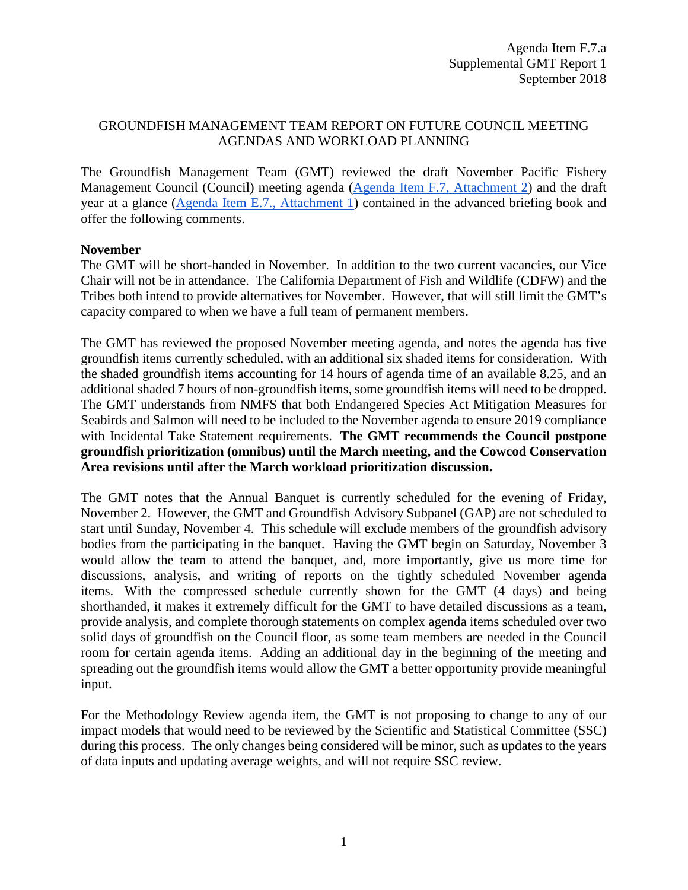Agenda Item F.7.a
Supplemental GMT Report 1
September 2018

# GROUNDFISH MANAGEMENT TEAM REPORT ON FUTURE COUNCIL MEETING AGENDAS AND WORKLOAD PLANNING

The Groundfish Management Team (GMT) reviewed the draft November Pacific Fishery Management Council (Council) meeting agenda ([Agenda Item F.7, Attachment 2]) and the draft year at a glance ([Agenda Item E.7., Attachment 1]) contained in the advanced briefing book and offer the following comments.

**November**

The GMT will be short-handed in November. In addition to the two current vacancies, our Vice Chair will not be in attendance. The California Department of Fish and Wildlife (CDFW) and the Tribes both intend to provide alternatives for November. However, that will still limit the GMT's capacity compared to when we have a full team of permanent members.

The GMT has reviewed the proposed November meeting agenda, and notes the agenda has five groundfish items currently scheduled, with an additional six shaded items for consideration. With the shaded groundfish items accounting for 14 hours of agenda time of an available 8.25, and an additional shaded 7 hours of non-groundfish items, some groundfish items will need to be dropped. The GMT understands from NMFS that both Endangered Species Act Mitigation Measures for Seabirds and Salmon will need to be included to the November agenda to ensure 2019 compliance with Incidental Take Statement requirements. **The GMT recommends the Council postpone groundfish prioritization (omnibus) until the March meeting, and the Cowcod Conservation Area revisions until after the March workload prioritization discussion.**

The GMT notes that the Annual Banquet is currently scheduled for the evening of Friday, November 2. However, the GMT and Groundfish Advisory Subpanel (GAP) are not scheduled to start until Sunday, November 4. This schedule will exclude members of the groundfish advisory bodies from the participating in the banquet. Having the GMT begin on Saturday, November 3 would allow the team to attend the banquet, and, more importantly, give us more time for discussions, analysis, and writing of reports on the tightly scheduled November agenda items. With the compressed schedule currently shown for the GMT (4 days) and being shorthanded, it makes it extremely difficult for the GMT to have detailed discussions as a team, provide analysis, and complete thorough statements on complex agenda items scheduled over two solid days of groundfish on the Council floor, as some team members are needed in the Council room for certain agenda items. Adding an additional day in the beginning of the meeting and spreading out the groundfish items would allow the GMT a better opportunity provide meaningful input.

For the Methodology Review agenda item, the GMT is not proposing to change to any of our impact models that would need to be reviewed by the Scientific and Statistical Committee (SSC) during this process. The only changes being considered will be minor, such as updates to the years of data inputs and updating average weights, and will not require SSC review.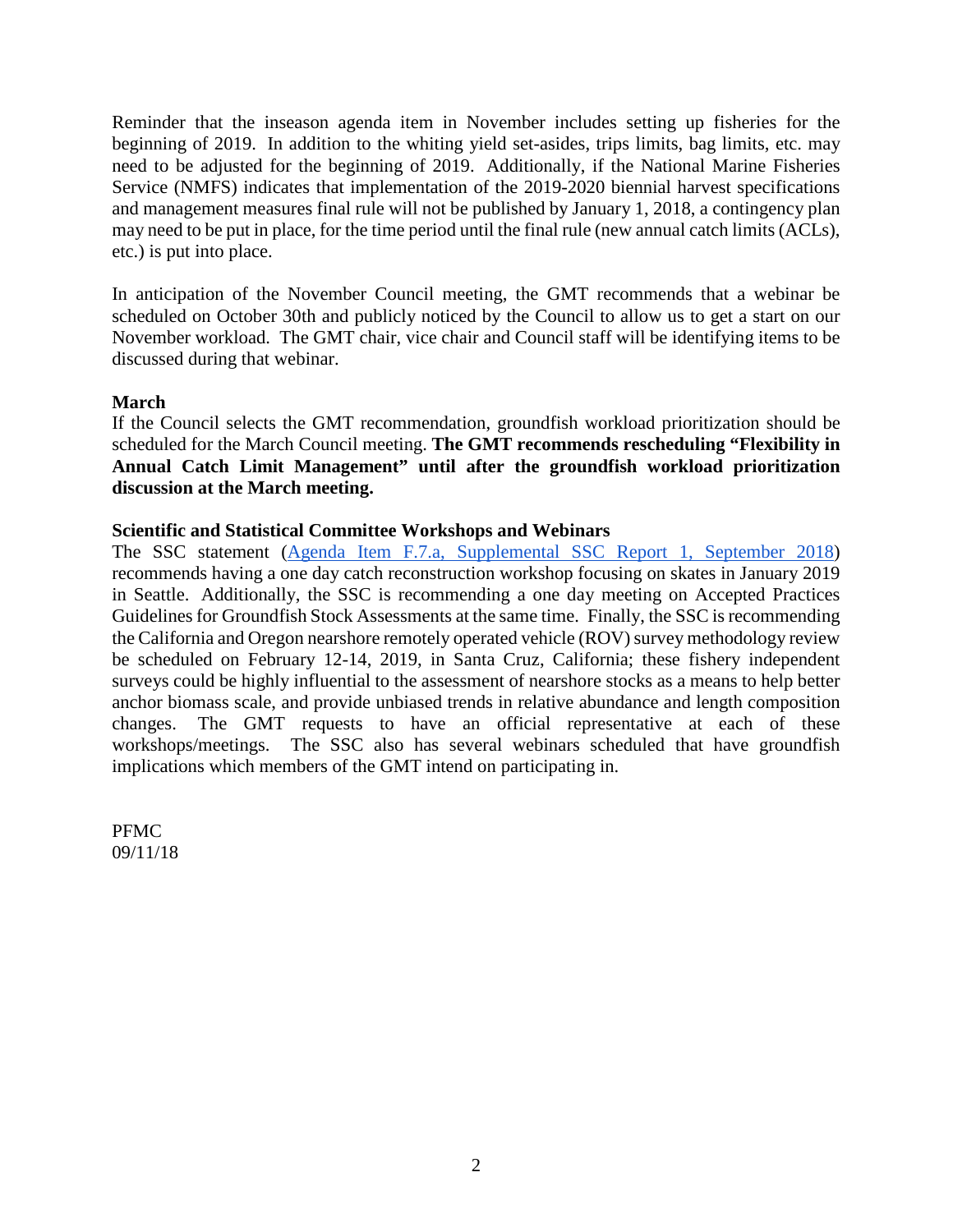Reminder that the inseason agenda item in November includes setting up fisheries for the beginning of 2019. In addition to the whiting yield set-asides, trips limits, bag limits, etc. may need to be adjusted for the beginning of 2019. Additionally, if the National Marine Fisheries Service (NMFS) indicates that implementation of the 2019-2020 biennial harvest specifications and management measures final rule will not be published by January 1, 2018, a contingency plan may need to be put in place, for the time period until the final rule (new annual catch limits (ACLs), etc.) is put into place.

In anticipation of the November Council meeting, the GMT recommends that a webinar be scheduled on October 30th and publicly noticed by the Council to allow us to get a start on our November workload. The GMT chair, vice chair and Council staff will be identifying items to be discussed during that webinar.

**March**

If the Council selects the GMT recommendation, groundfish workload prioritization should be scheduled for the March Council meeting. **The GMT recommends rescheduling "Flexibility in Annual Catch Limit Management" until after the groundfish workload prioritization discussion at the March meeting.**

**Scientific and Statistical Committee Workshops and Webinars**

The SSC statement (Agenda Item F.7.a, Supplemental SSC Report 1, September 2018) recommends having a one day catch reconstruction workshop focusing on skates in January 2019 in Seattle. Additionally, the SSC is recommending a one day meeting on Accepted Practices Guidelines for Groundfish Stock Assessments at the same time. Finally, the SSC is recommending the California and Oregon nearshore remotely operated vehicle (ROV) survey methodology review be scheduled on February 12-14, 2019, in Santa Cruz, California; these fishery independent surveys could be highly influential to the assessment of nearshore stocks as a means to help better anchor biomass scale, and provide unbiased trends in relative abundance and length composition changes. The GMT requests to have an official representative at each of these workshops/meetings. The SSC also has several webinars scheduled that have groundfish implications which members of the GMT intend on participating in.

PFMC
09/11/18